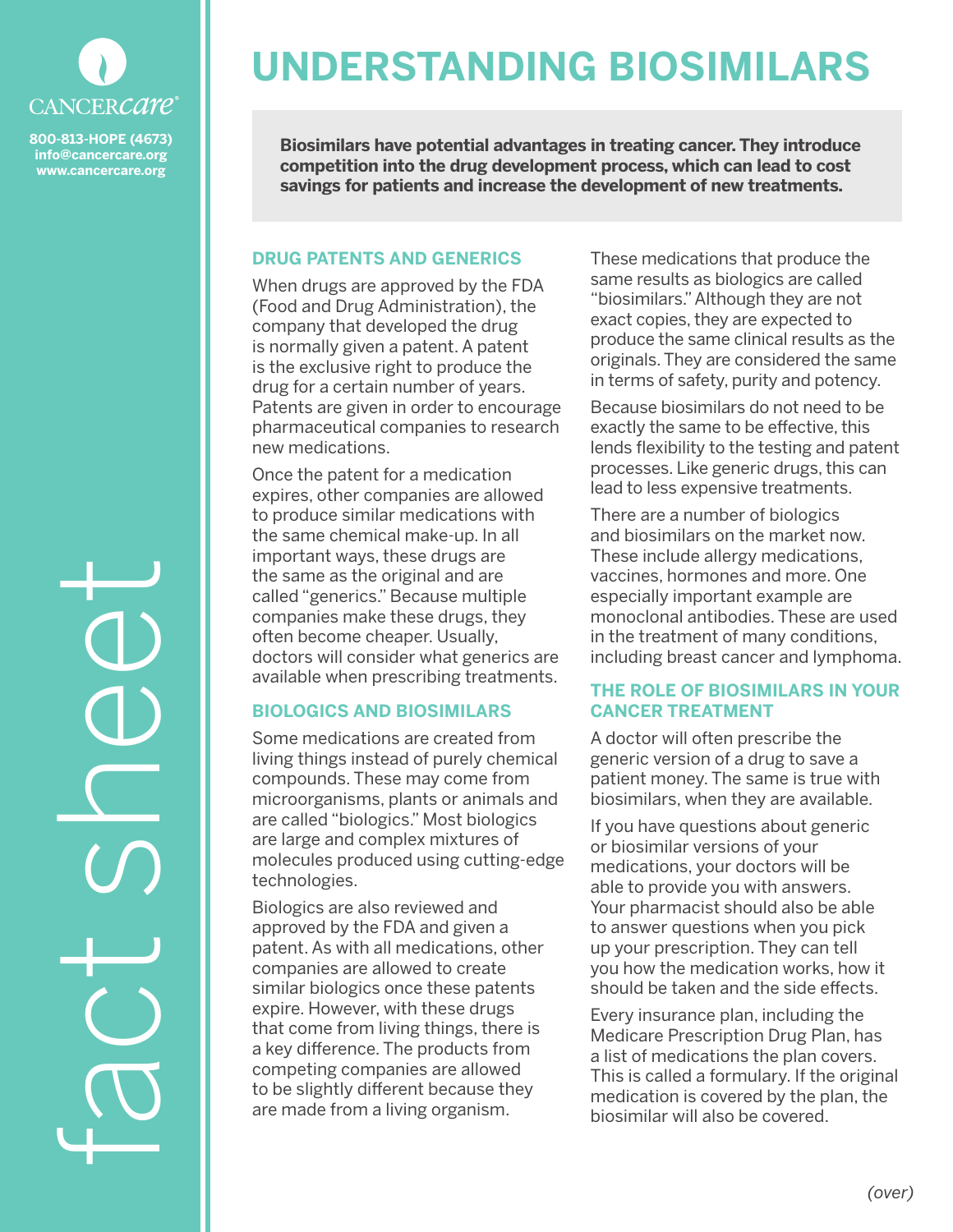CANCERcare®

800-813-HOPE (4673)
info@cancercare.org
www.cancercare.org

fact sheet

# UNDERSTANDING BIOSIMILARS

**Biosimilars have potential advantages in treating cancer. They introduce competition into the drug development process, which can lead to cost savings for patients and increase the development of new treatments.**

## DRUG PATENTS AND GENERICS

When drugs are approved by the FDA (Food and Drug Administration), the company that developed the drug is normally given a patent. A patent is the exclusive right to produce the drug for a certain number of years. Patents are given in order to encourage pharmaceutical companies to research new medications.

Once the patent for a medication expires, other companies are allowed to produce similar medications with the same chemical make-up. In all important ways, these drugs are the same as the original and are called "generics." Because multiple companies make these drugs, they often become cheaper. Usually, doctors will consider what generics are available when prescribing treatments.

## BIOLOGICS AND BIOSIMILARS

Some medications are created from living things instead of purely chemical compounds. These may come from microorganisms, plants or animals and are called "biologics." Most biologics are large and complex mixtures of molecules produced using cutting-edge technologies.

Biologics are also reviewed and approved by the FDA and given a patent. As with all medications, other companies are allowed to create similar biologics once these patents expire. However, with these drugs that come from living things, there is a key difference. The products from competing companies are allowed to be slightly different because they are made from a living organism.

These medications that produce the same results as biologics are called "biosimilars." Although they are not exact copies, they are expected to produce the same clinical results as the originals. They are considered the same in terms of safety, purity and potency.

Because biosimilars do not need to be exactly the same to be effective, this lends flexibility to the testing and patent processes. Like generic drugs, this can lead to less expensive treatments.

There are a number of biologics and biosimilars on the market now. These include allergy medications, vaccines, hormones and more. One especially important example are monoclonal antibodies. These are used in the treatment of many conditions, including breast cancer and lymphoma.

## THE ROLE OF BIOSIMILARS IN YOUR CANCER TREATMENT

A doctor will often prescribe the generic version of a drug to save a patient money. The same is true with biosimilars, when they are available.

If you have questions about generic or biosimilar versions of your medications, your doctors will be able to provide you with answers. Your pharmacist should also be able to answer questions when you pick up your prescription. They can tell you how the medication works, how it should be taken and the side effects.

Every insurance plan, including the Medicare Prescription Drug Plan, has a list of medications the plan covers. This is called a formulary. If the original medication is covered by the plan, the biosimilar will also be covered.

*(over)*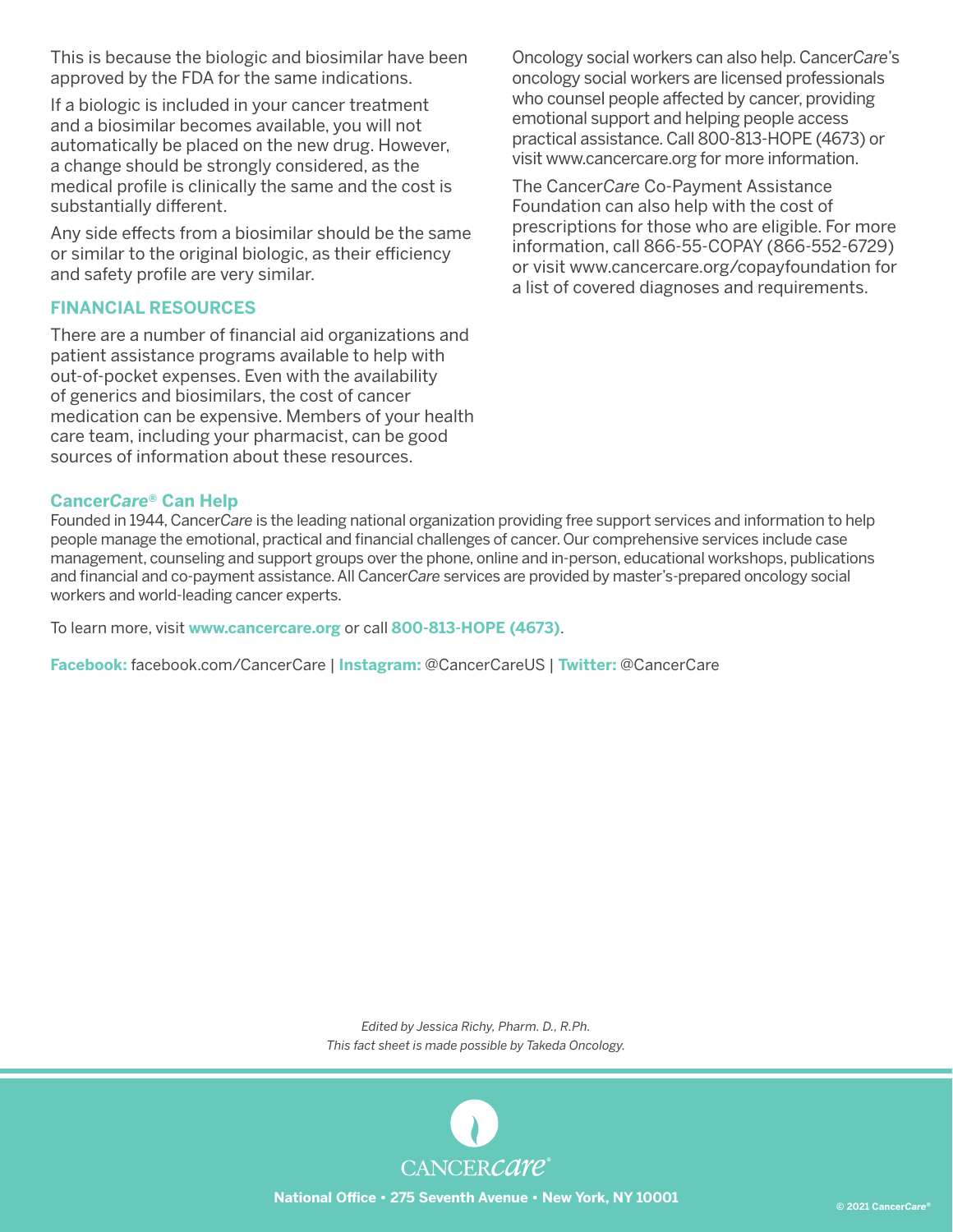This is because the biologic and biosimilar have been approved by the FDA for the same indications.

If a biologic is included in your cancer treatment and a biosimilar becomes available, you will not automatically be placed on the new drug. However, a change should be strongly considered, as the medical profile is clinically the same and the cost is substantially different.

Any side effects from a biosimilar should be the same or similar to the original biologic, as their efficiency and safety profile are very similar.

## FINANCIAL RESOURCES

There are a number of financial aid organizations and patient assistance programs available to help with out-of-pocket expenses. Even with the availability of generics and biosimilars, the cost of cancer medication can be expensive. Members of your health care team, including your pharmacist, can be good sources of information about these resources.

Oncology social workers can also help. Cancer*Care*'s oncology social workers are licensed professionals who counsel people affected by cancer, providing emotional support and helping people access practical assistance. Call 800-813-HOPE (4673) or visit www.cancercare.org for more information.

The Cancer*Care* Co-Payment Assistance Foundation can also help with the cost of prescriptions for those who are eligible. For more information, call 866-55-COPAY (866-552-6729) or visit www.cancercare.org/copayfoundation for a list of covered diagnoses and requirements.

## Cancer*Care*® Can Help

Founded in 1944, Cancer*Care* is the leading national organization providing free support services and information to help people manage the emotional, practical and financial challenges of cancer. Our comprehensive services include case management, counseling and support groups over the phone, online and in-person, educational workshops, publications and financial and co-payment assistance. All Cancer*Care* services are provided by master's-prepared oncology social workers and world-leading cancer experts.

To learn more, visit **www.cancercare.org** or call **800-813-HOPE (4673)**.

**Facebook:** facebook.com/CancerCare | **Instagram:** @CancerCareUS | **Twitter:** @CancerCare

*Edited by Jessica Richy, Pharm. D., R.Ph.*
*This fact sheet is made possible by Takeda Oncology.*

CANCER*care*®

**National Office • 275 Seventh Avenue • New York, NY 10001**

© 2021 CancerCare®